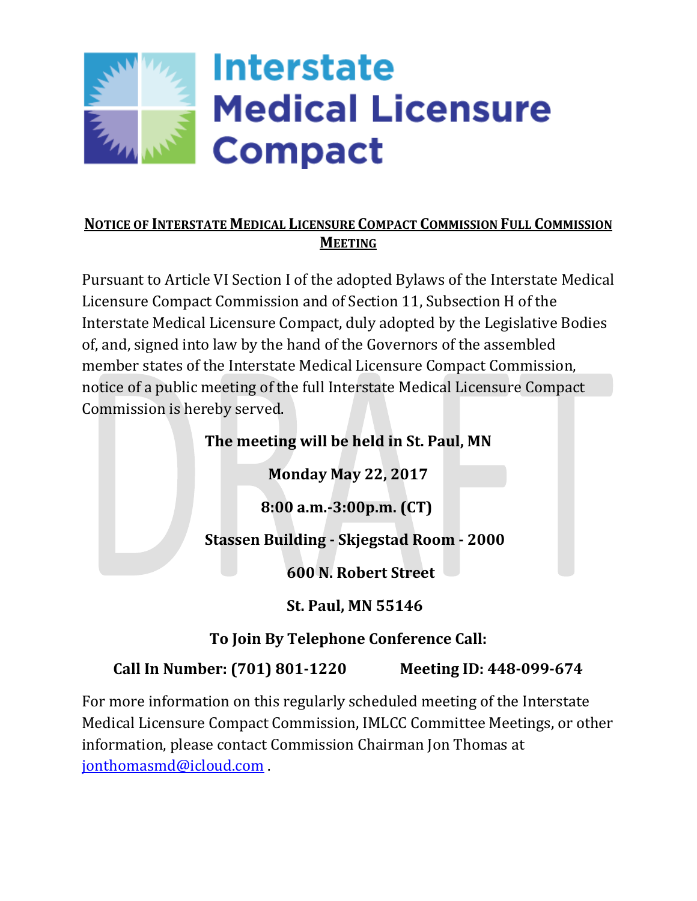# Interstate Medical Licensure Compact

## NOTICE OF INTERSTATE MEDICAL LICENSURE COMPACT COMMISSION FULL COMMISSION MEETING

Pursuant to Article VI Section I of the adopted Bylaws of the Interstate Medical Licensure Compact Commission and of Section 11, Subsection H of the Interstate Medical Licensure Compact, duly adopted by the Legislative Bodies of, and, signed into law by the hand of the Governors of the assembled member states of the Interstate Medical Licensure Compact Commission, notice of a public meeting of the full Interstate Medical Licensure Compact Commission is hereby served.

**The meeting will be held in St. Paul, MN**

**Monday May 22, 2017**

**8:00 a.m.-3:00p.m. (CT)**

**Stassen Building - Skjegstad Room - 2000**

**600 N. Robert Street**

**St. Paul, MN 55146**

**To Join By Telephone Conference Call:**

**Call In Number: (701) 801-1220 Meeting ID: 448-099-674**

For more information on this regularly scheduled meeting of the Interstate Medical Licensure Compact Commission, IMLCC Committee Meetings, or other information, please contact Commission Chairman Jon Thomas at jonthomasmd@icloud.com .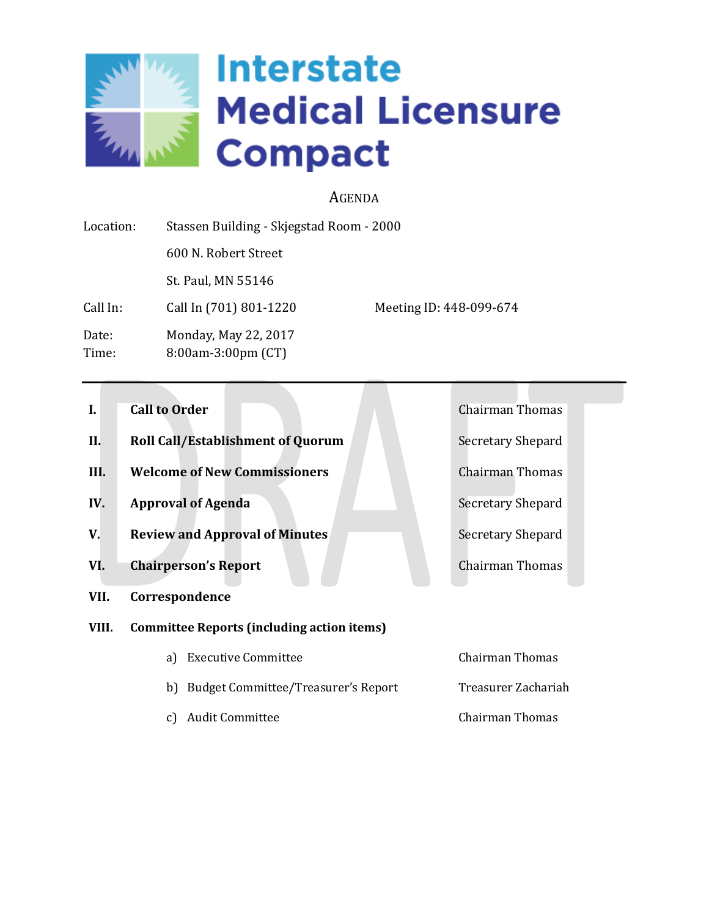# Interstate Medical Licensure Compact

## AGENDA

| | | |
|---|---|---|
| Location: | Stassen Building - Skjegstad Room - 2000 | |
| | 600 N. Robert Street | |
| | St. Paul, MN 55146 | |
| Call In: | Call In (701) 801-1220 | Meeting ID: 448-099-674 |
| Date: | Monday, May 22, 2017 | |
| Time: | 8:00am-3:00pm (CT) | |

DRAFT

---

| | | |
|---|---|---|
| **I.** | **Call to Order** | Chairman Thomas |
| **II.** | **Roll Call/Establishment of Quorum** | Secretary Shepard |
| **III.** | **Welcome of New Commissioners** | Chairman Thomas |
| **IV.** | **Approval of Agenda** | Secretary Shepard |
| **V.** | **Review and Approval of Minutes** | Secretary Shepard |
| **VI.** | **Chairperson's Report** | Chairman Thomas |
| **VII.** | **Correspondence** | |
| **VIII.** | **Committee Reports (including action items)** | |
| | a) Executive Committee | Chairman Thomas |
| | b) Budget Committee/Treasurer's Report | Treasurer Zachariah |
| | c) Audit Committee | Chairman Thomas |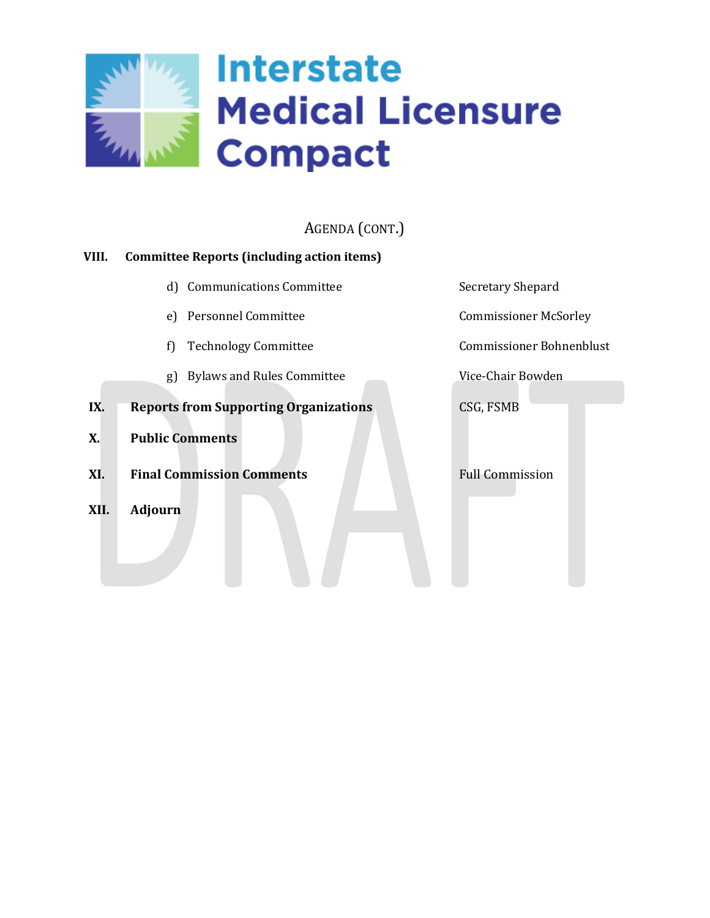Interstate Medical Licensure Compact

AGENDA (CONT.)

**VIII. Committee Reports (including action items)**

| | |
|---|---|
| d) Communications Committee | Secretary Shepard |
| e) Personnel Committee | Commissioner McSorley |
| f) Technology Committee | Commissioner Bohnenblust |
| g) Bylaws and Rules Committee | Vice-Chair Bowden |

**IX. Reports from Supporting Organizations** — CSG, FSMB

**X. Public Comments**

**XI. Final Commission Comments** — Full Commission

**XII. Adjourn**

DRAFT